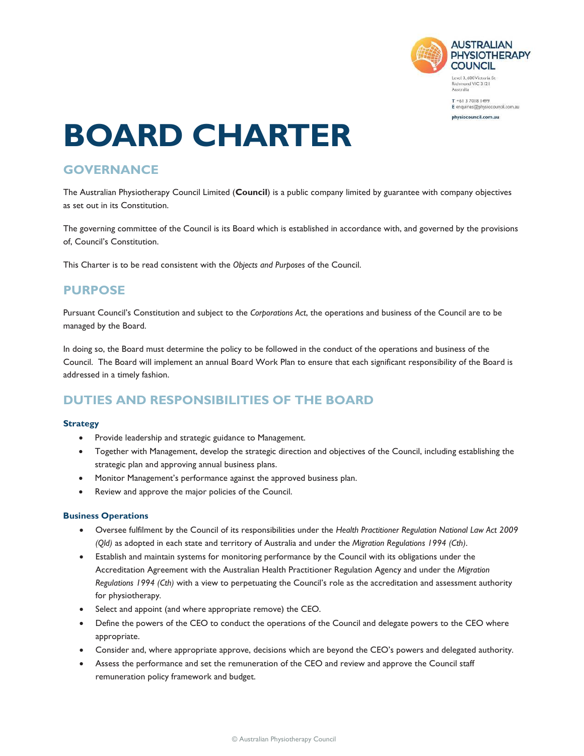# BOARD CHARTER

## GOVERNANCE

The Australian Physiotherapy Council Limited (**Council**) is a public company limited by guarantee with company objectives as set out in its Constitution.

The governing committee of the Council is its Board which is established in accordance with, and governed by the provisions of, Council's Constitution.

This Charter is to be read consistent with the *Objects and Purposes* of the Council.

## PURPOSE

Pursuant Council's Constitution and subject to the *Corporations Act*, the operations and business of the Council are to be managed by the Board.

In doing so, the Board must determine the policy to be followed in the conduct of the operations and business of the Council. The Board will implement an annual Board Work Plan to ensure that each significant responsibility of the Board is addressed in a timely fashion.

## DUTIES AND RESPONSIBILITIES OF THE BOARD

### Strategy

- Provide leadership and strategic guidance to Management.
- Together with Management, develop the strategic direction and objectives of the Council, including establishing the strategic plan and approving annual business plans.
- Monitor Management's performance against the approved business plan.
- Review and approve the major policies of the Council.

### Business Operations

- Oversee fulfilment by the Council of its responsibilities under the *Health Practitioner Regulation National Law Act 2009 (Qld)* as adopted in each state and territory of Australia and under the *Migration Regulations 1994 (Cth)*.
- Establish and maintain systems for monitoring performance by the Council with its obligations under the Accreditation Agreement with the Australian Health Practitioner Regulation Agency and under the *Migration Regulations 1994 (Cth)* with a view to perpetuating the Council's role as the accreditation and assessment authority for physiotherapy.
- Select and appoint (and where appropriate remove) the CEO.
- Define the powers of the CEO to conduct the operations of the Council and delegate powers to the CEO where appropriate.
- Consider and, where appropriate approve, decisions which are beyond the CEO's powers and delegated authority.
- Assess the performance and set the remuneration of the CEO and review and approve the Council staff remuneration policy framework and budget.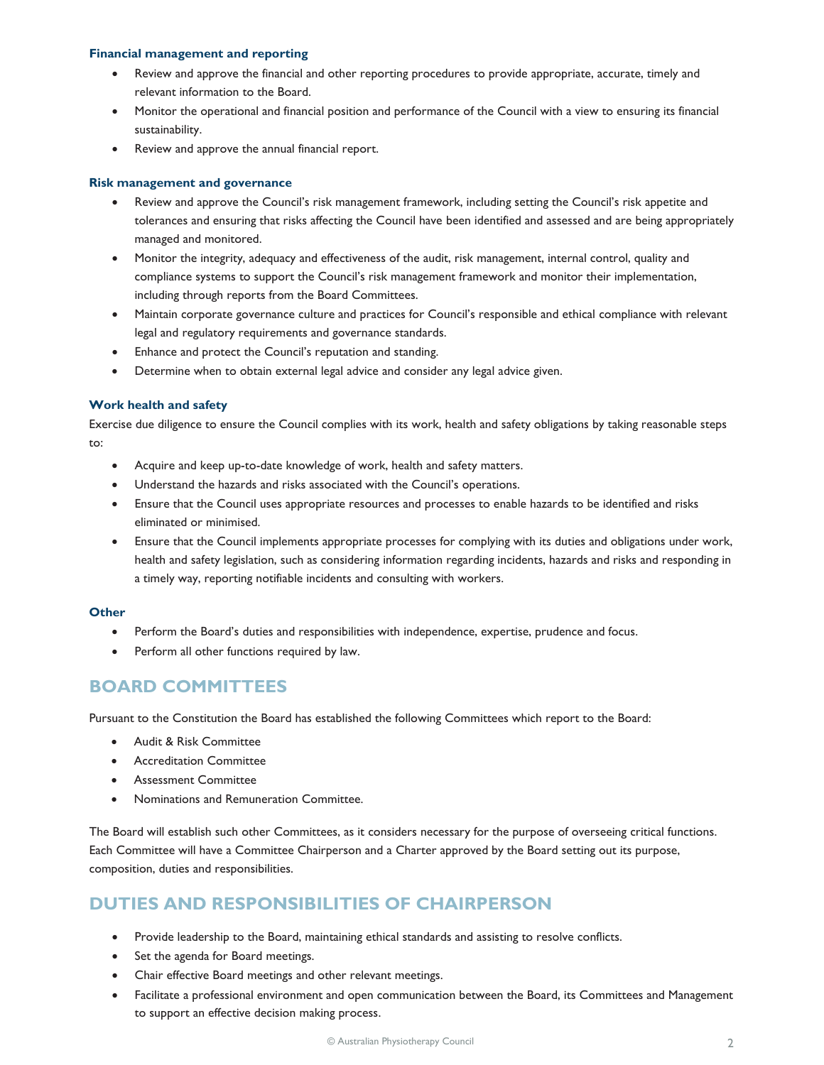### Financial management and reporting

- Review and approve the financial and other reporting procedures to provide appropriate, accurate, timely and relevant information to the Board.
- Monitor the operational and financial position and performance of the Council with a view to ensuring its financial sustainability.
- Review and approve the annual financial report.

### Risk management and governance

- Review and approve the Council's risk management framework, including setting the Council's risk appetite and tolerances and ensuring that risks affecting the Council have been identified and assessed and are being appropriately managed and monitored.
- Monitor the integrity, adequacy and effectiveness of the audit, risk management, internal control, quality and compliance systems to support the Council's risk management framework and monitor their implementation, including through reports from the Board Committees.
- Maintain corporate governance culture and practices for Council's responsible and ethical compliance with relevant legal and regulatory requirements and governance standards.
- Enhance and protect the Council's reputation and standing.
- Determine when to obtain external legal advice and consider any legal advice given.

### Work health and safety

Exercise due diligence to ensure the Council complies with its work, health and safety obligations by taking reasonable steps to:

- Acquire and keep up-to-date knowledge of work, health and safety matters.
- Understand the hazards and risks associated with the Council's operations.
- Ensure that the Council uses appropriate resources and processes to enable hazards to be identified and risks eliminated or minimised.
- Ensure that the Council implements appropriate processes for complying with its duties and obligations under work, health and safety legislation, such as considering information regarding incidents, hazards and risks and responding in a timely way, reporting notifiable incidents and consulting with workers.

### Other

- Perform the Board's duties and responsibilities with independence, expertise, prudence and focus.
- Perform all other functions required by law.

## BOARD COMMITTEES

Pursuant to the Constitution the Board has established the following Committees which report to the Board:

- Audit & Risk Committee
- Accreditation Committee
- Assessment Committee
- Nominations and Remuneration Committee.

The Board will establish such other Committees, as it considers necessary for the purpose of overseeing critical functions. Each Committee will have a Committee Chairperson and a Charter approved by the Board setting out its purpose, composition, duties and responsibilities.

## DUTIES AND RESPONSIBILITIES OF CHAIRPERSON

- Provide leadership to the Board, maintaining ethical standards and assisting to resolve conflicts.
- Set the agenda for Board meetings.
- Chair effective Board meetings and other relevant meetings.
- Facilitate a professional environment and open communication between the Board, its Committees and Management to support an effective decision making process.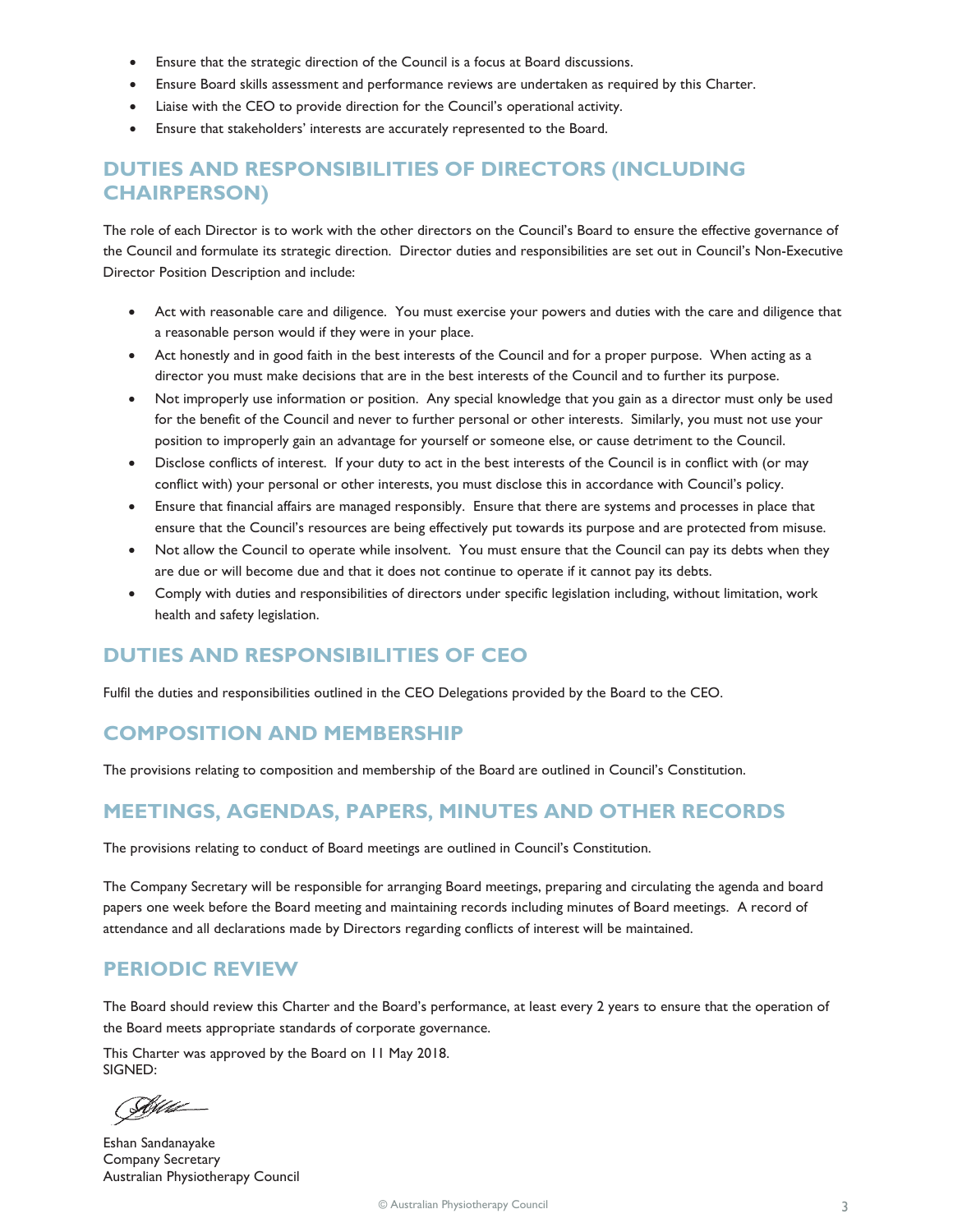- Ensure that the strategic direction of the Council is a focus at Board discussions.
- Ensure Board skills assessment and performance reviews are undertaken as required by this Charter.
- Liaise with the CEO to provide direction for the Council's operational activity.
- Ensure that stakeholders' interests are accurately represented to the Board.

## DUTIES AND RESPONSIBILITIES OF DIRECTORS (INCLUDING CHAIRPERSON)

The role of each Director is to work with the other directors on the Council's Board to ensure the effective governance of the Council and formulate its strategic direction. Director duties and responsibilities are set out in Council's Non-Executive Director Position Description and include:

- Act with reasonable care and diligence. You must exercise your powers and duties with the care and diligence that a reasonable person would if they were in your place.
- Act honestly and in good faith in the best interests of the Council and for a proper purpose. When acting as a director you must make decisions that are in the best interests of the Council and to further its purpose.
- Not improperly use information or position. Any special knowledge that you gain as a director must only be used for the benefit of the Council and never to further personal or other interests. Similarly, you must not use your position to improperly gain an advantage for yourself or someone else, or cause detriment to the Council.
- Disclose conflicts of interest. If your duty to act in the best interests of the Council is in conflict with (or may conflict with) your personal or other interests, you must disclose this in accordance with Council's policy.
- Ensure that financial affairs are managed responsibly. Ensure that there are systems and processes in place that ensure that the Council's resources are being effectively put towards its purpose and are protected from misuse.
- Not allow the Council to operate while insolvent. You must ensure that the Council can pay its debts when they are due or will become due and that it does not continue to operate if it cannot pay its debts.
- Comply with duties and responsibilities of directors under specific legislation including, without limitation, work health and safety legislation.

## DUTIES AND RESPONSIBILITIES OF CEO

Fulfil the duties and responsibilities outlined in the CEO Delegations provided by the Board to the CEO.

## COMPOSITION AND MEMBERSHIP

The provisions relating to composition and membership of the Board are outlined in Council's Constitution.

## MEETINGS, AGENDAS, PAPERS, MINUTES AND OTHER RECORDS

The provisions relating to conduct of Board meetings are outlined in Council's Constitution.

The Company Secretary will be responsible for arranging Board meetings, preparing and circulating the agenda and board papers one week before the Board meeting and maintaining records including minutes of Board meetings. A record of attendance and all declarations made by Directors regarding conflicts of interest will be maintained.

## PERIODIC REVIEW

The Board should review this Charter and the Board's performance, at least every 2 years to ensure that the operation of the Board meets appropriate standards of corporate governance.

This Charter was approved by the Board on 11 May 2018.
SIGNED:

Eshan Sandanayake
Company Secretary
Australian Physiotherapy Council